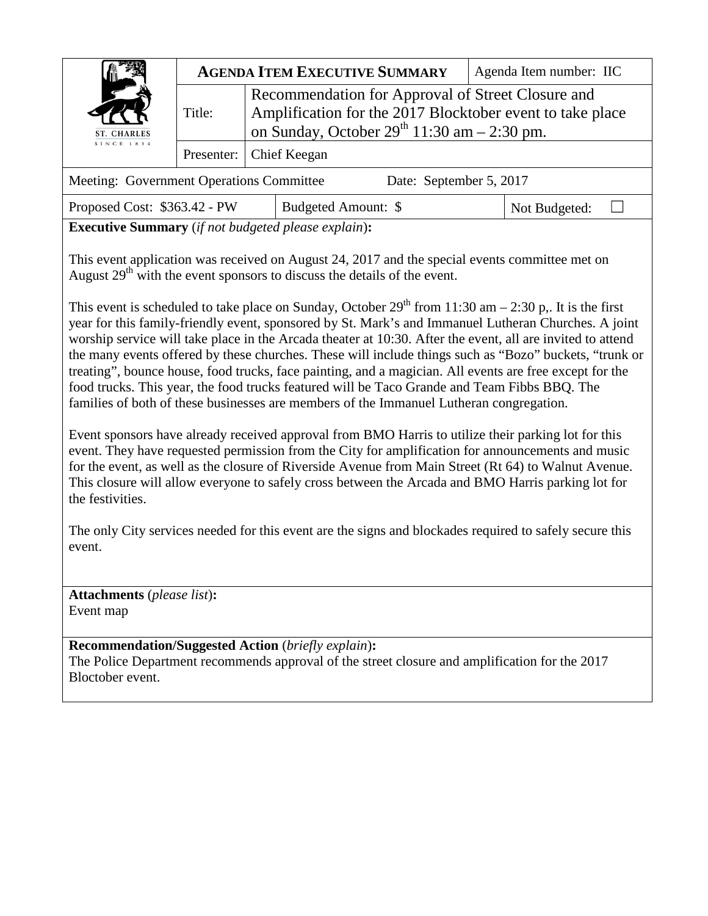| ST. CHARLES SINCE 1834 | **AGENDA ITEM EXECUTIVE SUMMARY** | | Agenda Item number: IIC |
|---|---|---|---|
| | Title: | Recommendation for Approval of Street Closure and Amplification for the 2017 Blocktober event to take place on Sunday, October 29th 11:30 am – 2:30 pm. | |
| | Presenter: | Chief Keegan | |

| Meeting: Government Operations Committee | Date: September 5, 2017 | |
|---|---|---|
| Proposed Cost: $363.42 - PW | Budgeted Amount: $ | Not Budgeted: ☐ |

**Executive Summary** (*if not budgeted please explain*)**:**

This event application was received on August 24, 2017 and the special events committee met on August 29th with the event sponsors to discuss the details of the event.

This event is scheduled to take place on Sunday, October 29th from 11:30 am – 2:30 p,. It is the first year for this family-friendly event, sponsored by St. Mark's and Immanuel Lutheran Churches. A joint worship service will take place in the Arcada theater at 10:30. After the event, all are invited to attend the many events offered by these churches. These will include things such as "Bozo" buckets, "trunk or treating", bounce house, food trucks, face painting, and a magician. All events are free except for the food trucks. This year, the food trucks featured will be Taco Grande and Team Fibbs BBQ. The families of both of these businesses are members of the Immanuel Lutheran congregation.

Event sponsors have already received approval from BMO Harris to utilize their parking lot for this event. They have requested permission from the City for amplification for announcements and music for the event, as well as the closure of Riverside Avenue from Main Street (Rt 64) to Walnut Avenue. This closure will allow everyone to safely cross between the Arcada and BMO Harris parking lot for the festivities.

The only City services needed for this event are the signs and blockades required to safely secure this event.

**Attachments** (*please list*)**:**
Event map

**Recommendation/Suggested Action** (*briefly explain*)**:**
The Police Department recommends approval of the street closure and amplification for the 2017 Bloctober event.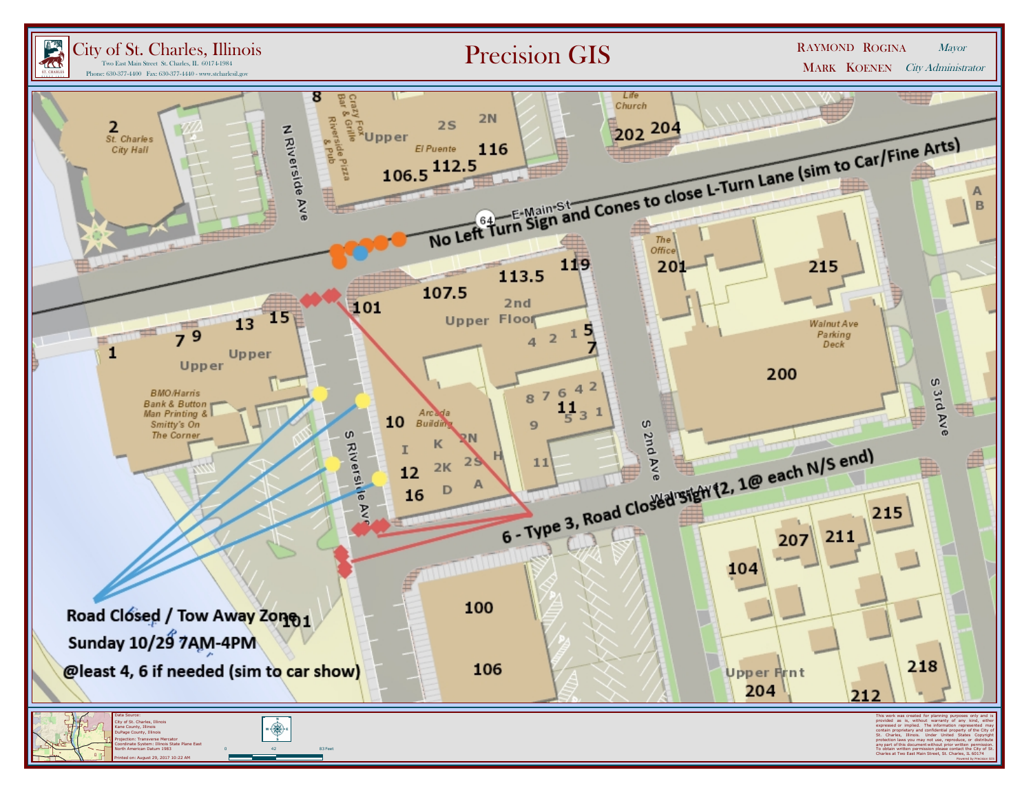# City of St. Charles, Illinois

Two East Main Street St. Charles, IL 60174-1984
Phone: 630-377-4400 Fax: 630-377-4440 - www.stcharlesil.gov

## Precision GIS

RAYMOND ROGINA *Mayor*
MARK KOENEN *City Administrator*

No Left Turn Sign and Cones to close L-Turn Lane (sim to Car/Fine Arts)

6 - Type 3, Road Closed Sign (2, 1@ each N/S end)

Road Closed / Tow Away Zone
Sunday 10/29 7AM-4PM
@least 4, 6 if needed (sim to car show)

E Main St
64
N Riverside Ave
S Riverside Ave
S 2nd Ave
S 3rd Ave
Walnut Ave
Fox River

2 St. Charles City Hall
8
Crazy Fox Bar & Grille
Riverside Pizza & Pub
Upper
2S
2N
El Puente
116
106.5
112.5
Life Church
202
204
The Office
201
215
A
B
101
107.5
113.5
119
2nd Upper Floor
4 2 1 5 7
1
7 9
13
15
Upper
Upper
BMO/Harris Bank & Button Man Printing & Smitty's On The Corner
10
Arcada Building
2N
I
K
2K
2S
H
12
16
D
A
8 7 6 4 2
11
5 3 1
9
11
Walnut Ave Parking Deck
200
100
106
101
215
207
211
104
Upper Frnt
204
212
218

Data Source:
City of St. Charles, Illinois
Kane County, Illinois
DuPage County, Illinois
Projection: Transverse Mercator
Coordinate System: Illinois State Plane East
North American Datum 1983
Printed on: August 29, 2017 10:22 AM

0 42 83 Feet

This work was created for planning purposes only and is provided as is, without warranty of any kind, either expressed or implied. The information represented may contain proprietary and confidential property of the City of St. Charles, Illinois. Under United States Copyright protection laws you may not use, reproduce, or distribute any part of this document without prior written permission. To obtain written permission please contact the City of St. Charles at Two East Main Street, St. Charles, IL 60174

Powered by Precision GIS